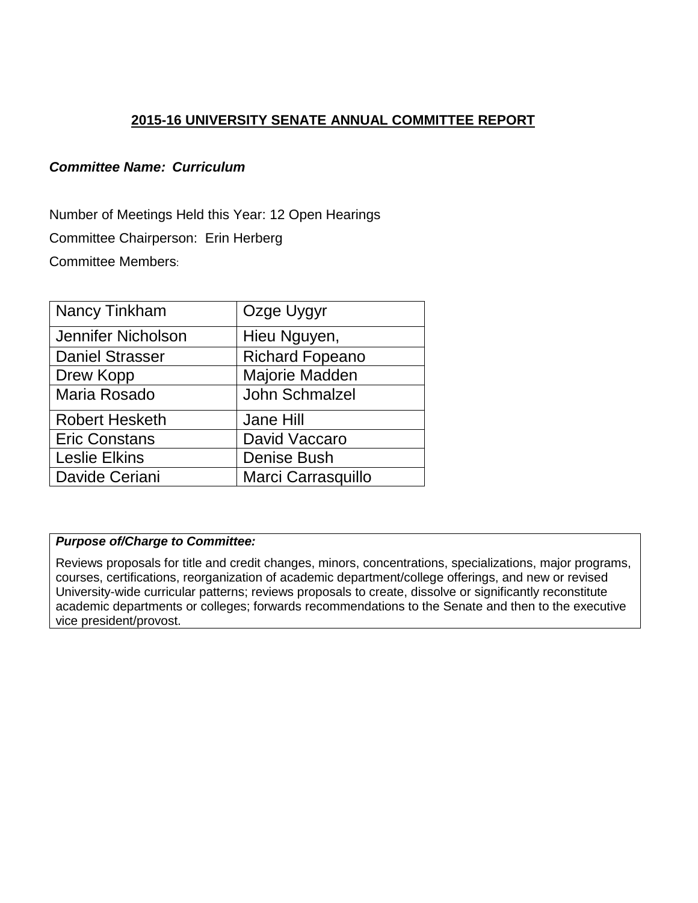## 2015-16 UNIVERSITY SENATE ANNUAL COMMITTEE REPORT

***Committee Name: Curriculum***

Number of Meetings Held this Year: 12 Open Hearings

Committee Chairperson: Erin Herberg

Committee Members:

| | |
|---|---|
| Nancy Tinkham | Ozge Uygyr |
| Jennifer Nicholson | Hieu Nguyen, |
| Daniel Strasser | Richard Fopeano |
| Drew Kopp | Majorie Madden |
| Maria Rosado | John Schmalzel |
| Robert Hesketh | Jane Hill |
| Eric Constans | David Vaccaro |
| Leslie Elkins | Denise Bush |
| Davide Ceriani | Marci Carrasquillo |

***Purpose of/Charge to Committee:***

Reviews proposals for title and credit changes, minors, concentrations, specializations, major programs, courses, certifications, reorganization of academic department/college offerings, and new or revised University-wide curricular patterns; reviews proposals to create, dissolve or significantly reconstitute academic departments or colleges; forwards recommendations to the Senate and then to the executive vice president/provost.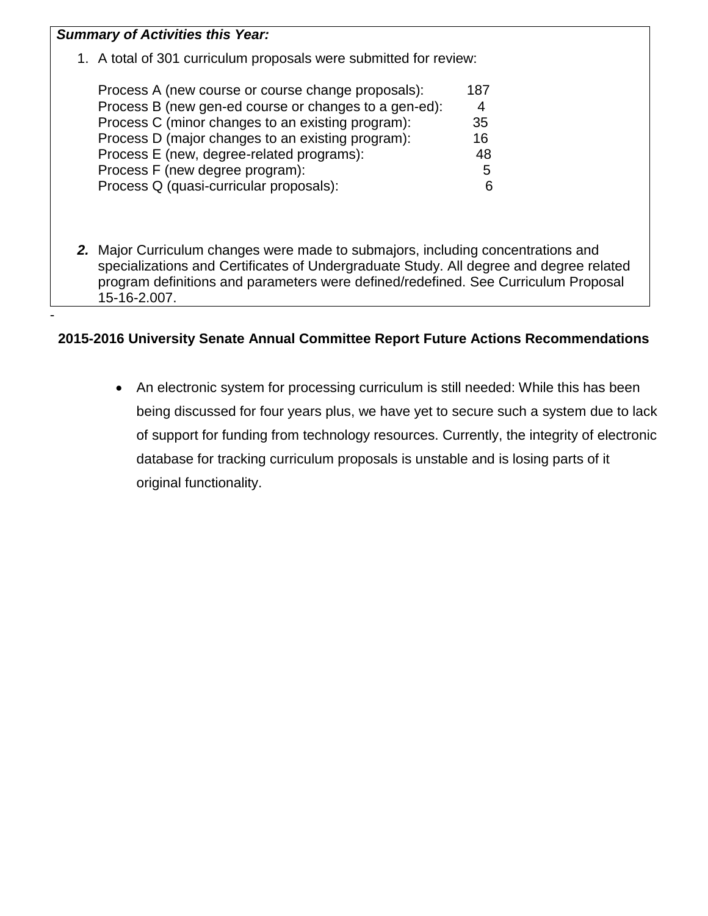***Summary of Activities this Year:***

1. A total of 301 curriculum proposals were submitted for review:

| | |
|---|---|
| Process A (new course or course change proposals): | 187 |
| Process B (new gen-ed course or changes to a gen-ed): | 4 |
| Process C (minor changes to an existing program): | 35 |
| Process D (major changes to an existing program): | 16 |
| Process E (new, degree-related programs): | 48 |
| Process F (new degree program): | 5 |
| Process Q (quasi-curricular proposals): | 6 |

2. Major Curriculum changes were made to submajors, including concentrations and specializations and Certificates of Undergraduate Study. All degree and degree related program definitions and parameters were defined/redefined. See Curriculum Proposal 15-16-2.007.

-

**2015-2016 University Senate Annual Committee Report Future Actions Recommendations**

- An electronic system for processing curriculum is still needed: While this has been being discussed for four years plus, we have yet to secure such a system due to lack of support for funding from technology resources. Currently, the integrity of electronic database for tracking curriculum proposals is unstable and is losing parts of it original functionality.